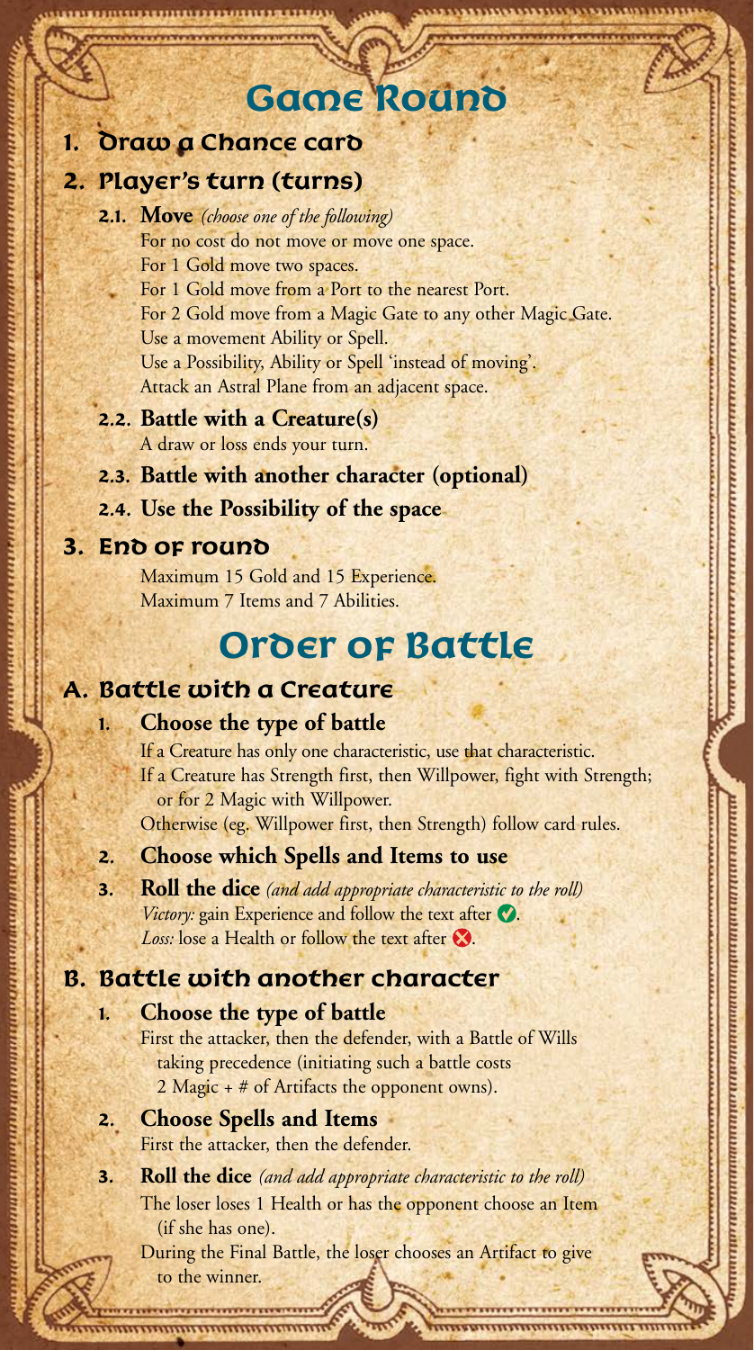# Game Round

## 1. Draw a Chance card

## 2. Player's turn (turns)

**2.1. Move** *(choose one of the following)*

For no cost do not move or move one space.
For 1 Gold move two spaces.
For 1 Gold move from a Port to the nearest Port.
For 2 Gold move from a Magic Gate to any other Magic Gate.
Use a movement Ability or Spell.
Use a Possibility, Ability or Spell 'instead of moving'.
Attack an Astral Plane from an adjacent space.

**2.2. Battle with a Creature(s)**

A draw or loss ends your turn.

**2.3. Battle with another character (optional)**

**2.4. Use the Possibility of the space**

## 3. End of round

Maximum 15 Gold and 15 Experience.
Maximum 7 Items and 7 Abilities.

# Order of Battle

## A. Battle with a Creature

1. **Choose the type of battle**

   If a Creature has only one characteristic, use that characteristic.
   If a Creature has Strength first, then Willpower, fight with Strength; or for 2 Magic with Willpower.
   Otherwise (eg. Willpower first, then Strength) follow card rules.

2. **Choose which Spells and Items to use**

3. **Roll the dice** *(and add appropriate characteristic to the roll)*

   *Victory:* gain Experience and follow the text after ✅.
   *Loss:* lose a Health or follow the text after ❌.

## B. Battle with another character

1. **Choose the type of battle**

   First the attacker, then the defender, with a Battle of Wills taking precedence (initiating such a battle costs 2 Magic + # of Artifacts the opponent owns).

2. **Choose Spells and Items**

   First the attacker, then the defender.

3. **Roll the dice** *(and add appropriate characteristic to the roll)*

   The loser loses 1 Health or has the opponent choose an Item (if she has one).
   During the Final Battle, the loser chooses an Artifact to give to the winner.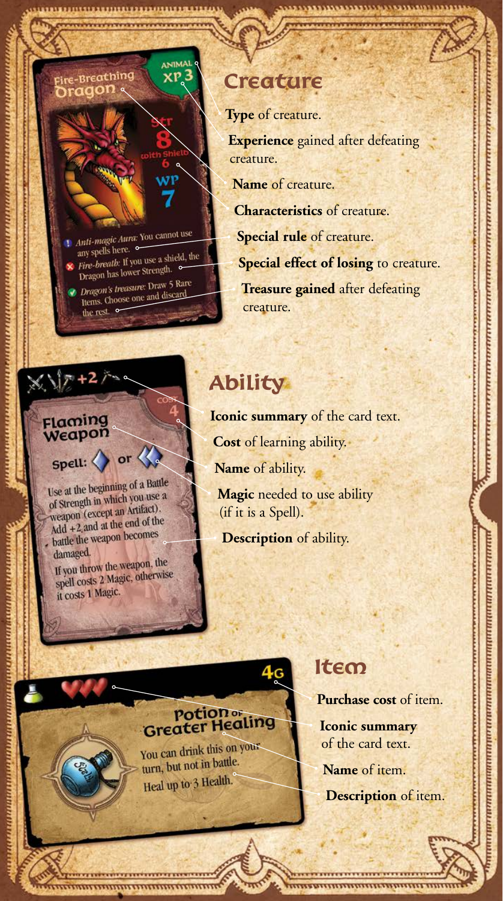## Creature

**Type** of creature.

**Experience** gained after defeating creature.

**Name** of creature.

**Characteristics** of creature.

**Special rule** of creature.

**Special effect of losing** to creature.

**Treasure gained** after defeating creature.

Fire-Breathing Dragon

ANIMAL

XP 3

STR 8

with Shield 6

WP 7

*Anti-magic Aura:* You cannot use any spells here.

*Fire-breath:* If you use a shield, the Dragon has lower Strength.

*Dragon's treasure:* Draw 5 Rare Items. Choose one and discard the rest.

## Ability

**Iconic summary** of the card text.

**Cost** of learning ability.

**Name** of ability.

**Magic** needed to use ability (if it is a Spell).

**Description** of ability.

+2

COST 4

Flaming Weapon

Spell: or

Use at the beginning of a Battle of Strength in which you use a weapon (except an Artifact). Add +2 and at the end of the battle the weapon becomes damaged.

If you throw the weapon, the spell costs 2 Magic, otherwise it costs 1 Magic.

## Item

**Purchase cost** of item.

**Iconic summary** of the card text.

**Name** of item.

**Description** of item.

4G

Potion of Greater Healing

You can drink this on your turn, but not in battle. Heal up to 3 Health.